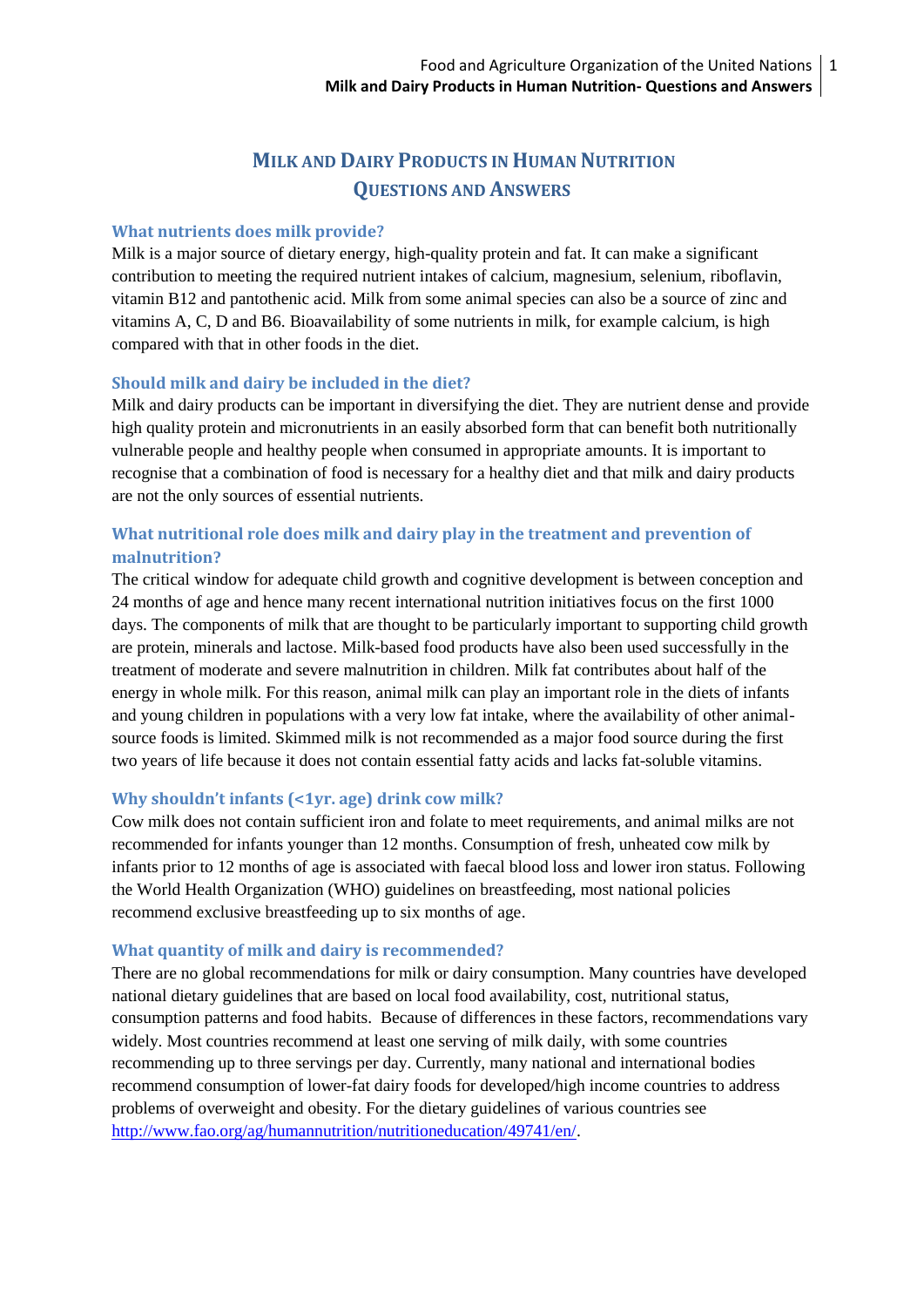# Milk and Dairy Products in Human Nutrition Questions and Answers

## What nutrients does milk provide?

Milk is a major source of dietary energy, high-quality protein and fat. It can make a significant contribution to meeting the required nutrient intakes of calcium, magnesium, selenium, riboflavin, vitamin B12 and pantothenic acid. Milk from some animal species can also be a source of zinc and vitamins A, C, D and B6. Bioavailability of some nutrients in milk, for example calcium, is high compared with that in other foods in the diet.

## Should milk and dairy be included in the diet?

Milk and dairy products can be important in diversifying the diet. They are nutrient dense and provide high quality protein and micronutrients in an easily absorbed form that can benefit both nutritionally vulnerable people and healthy people when consumed in appropriate amounts. It is important to recognise that a combination of food is necessary for a healthy diet and that milk and dairy products are not the only sources of essential nutrients.

## What nutritional role does milk and dairy play in the treatment and prevention of malnutrition?

The critical window for adequate child growth and cognitive development is between conception and 24 months of age and hence many recent international nutrition initiatives focus on the first 1000 days. The components of milk that are thought to be particularly important to supporting child growth are protein, minerals and lactose. Milk-based food products have also been used successfully in the treatment of moderate and severe malnutrition in children. Milk fat contributes about half of the energy in whole milk. For this reason, animal milk can play an important role in the diets of infants and young children in populations with a very low fat intake, where the availability of other animal-source foods is limited. Skimmed milk is not recommended as a major food source during the first two years of life because it does not contain essential fatty acids and lacks fat-soluble vitamins.

## Why shouldn't infants (<1yr. age) drink cow milk?

Cow milk does not contain sufficient iron and folate to meet requirements, and animal milks are not recommended for infants younger than 12 months. Consumption of fresh, unheated cow milk by infants prior to 12 months of age is associated with faecal blood loss and lower iron status. Following the World Health Organization (WHO) guidelines on breastfeeding, most national policies recommend exclusive breastfeeding up to six months of age.

## What quantity of milk and dairy is recommended?

There are no global recommendations for milk or dairy consumption. Many countries have developed national dietary guidelines that are based on local food availability, cost, nutritional status, consumption patterns and food habits. Because of differences in these factors, recommendations vary widely. Most countries recommend at least one serving of milk daily, with some countries recommending up to three servings per day. Currently, many national and international bodies recommend consumption of lower-fat dairy foods for developed/high income countries to address problems of overweight and obesity. For the dietary guidelines of various countries see http://www.fao.org/ag/humannutrition/nutritioneducation/49741/en/.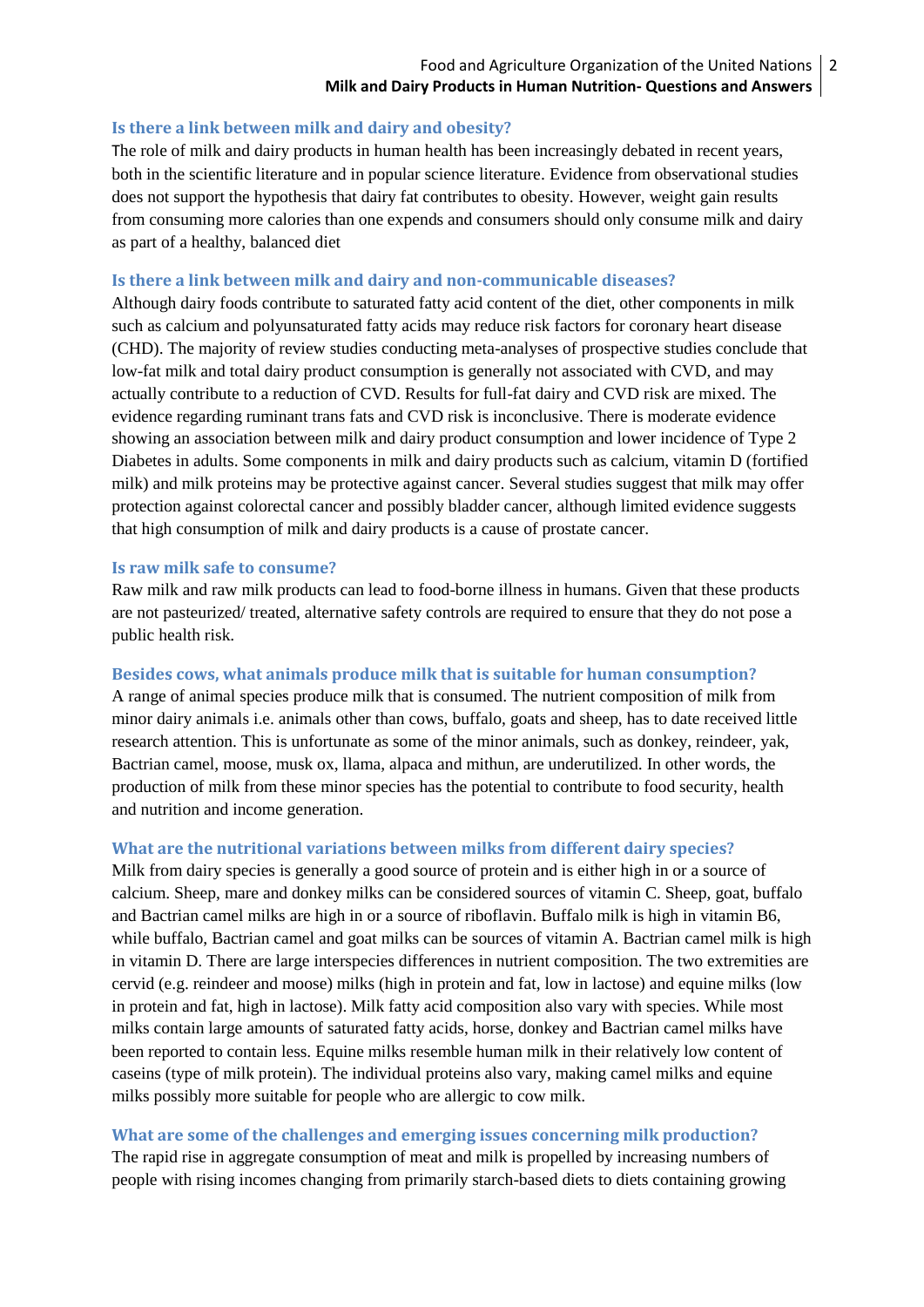## Is there a link between milk and dairy and obesity?

The role of milk and dairy products in human health has been increasingly debated in recent years, both in the scientific literature and in popular science literature. Evidence from observational studies does not support the hypothesis that dairy fat contributes to obesity. However, weight gain results from consuming more calories than one expends and consumers should only consume milk and dairy as part of a healthy, balanced diet

## Is there a link between milk and dairy and non-communicable diseases?

Although dairy foods contribute to saturated fatty acid content of the diet, other components in milk such as calcium and polyunsaturated fatty acids may reduce risk factors for coronary heart disease (CHD). The majority of review studies conducting meta-analyses of prospective studies conclude that low-fat milk and total dairy product consumption is generally not associated with CVD, and may actually contribute to a reduction of CVD. Results for full-fat dairy and CVD risk are mixed. The evidence regarding ruminant trans fats and CVD risk is inconclusive. There is moderate evidence showing an association between milk and dairy product consumption and lower incidence of Type 2 Diabetes in adults. Some components in milk and dairy products such as calcium, vitamin D (fortified milk) and milk proteins may be protective against cancer. Several studies suggest that milk may offer protection against colorectal cancer and possibly bladder cancer, although limited evidence suggests that high consumption of milk and dairy products is a cause of prostate cancer.

## Is raw milk safe to consume?

Raw milk and raw milk products can lead to food-borne illness in humans. Given that these products are not pasteurized/ treated, alternative safety controls are required to ensure that they do not pose a public health risk.

## Besides cows, what animals produce milk that is suitable for human consumption?

A range of animal species produce milk that is consumed. The nutrient composition of milk from minor dairy animals i.e. animals other than cows, buffalo, goats and sheep, has to date received little research attention. This is unfortunate as some of the minor animals, such as donkey, reindeer, yak, Bactrian camel, moose, musk ox, llama, alpaca and mithun, are underutilized. In other words, the production of milk from these minor species has the potential to contribute to food security, health and nutrition and income generation.

## What are the nutritional variations between milks from different dairy species?

Milk from dairy species is generally a good source of protein and is either high in or a source of calcium. Sheep, mare and donkey milks can be considered sources of vitamin C. Sheep, goat, buffalo and Bactrian camel milks are high in or a source of riboflavin. Buffalo milk is high in vitamin B6, while buffalo, Bactrian camel and goat milks can be sources of vitamin A. Bactrian camel milk is high in vitamin D. There are large interspecies differences in nutrient composition. The two extremities are cervid (e.g. reindeer and moose) milks (high in protein and fat, low in lactose) and equine milks (low in protein and fat, high in lactose). Milk fatty acid composition also vary with species. While most milks contain large amounts of saturated fatty acids, horse, donkey and Bactrian camel milks have been reported to contain less. Equine milks resemble human milk in their relatively low content of caseins (type of milk protein). The individual proteins also vary, making camel milks and equine milks possibly more suitable for people who are allergic to cow milk.

## What are some of the challenges and emerging issues concerning milk production?

The rapid rise in aggregate consumption of meat and milk is propelled by increasing numbers of people with rising incomes changing from primarily starch-based diets to diets containing growing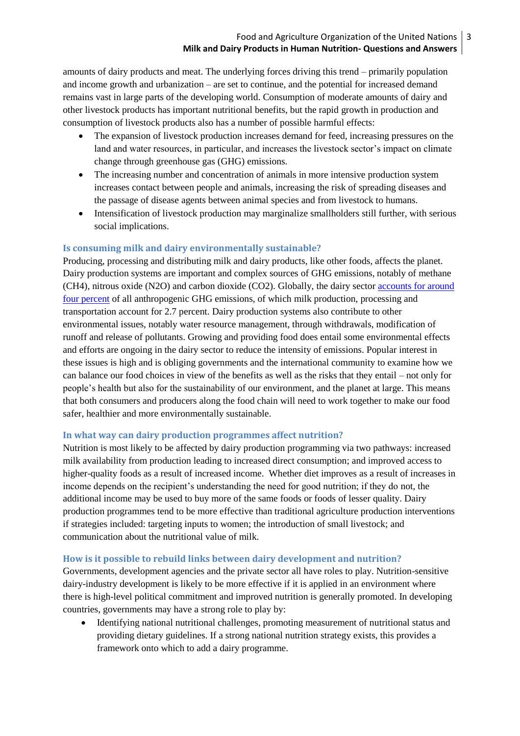amounts of dairy products and meat. The underlying forces driving this trend – primarily population and income growth and urbanization – are set to continue, and the potential for increased demand remains vast in large parts of the developing world. Consumption of moderate amounts of dairy and other livestock products has important nutritional benefits, but the rapid growth in production and consumption of livestock products also has a number of possible harmful effects:

- The expansion of livestock production increases demand for feed, increasing pressures on the land and water resources, in particular, and increases the livestock sector's impact on climate change through greenhouse gas (GHG) emissions.
- The increasing number and concentration of animals in more intensive production system increases contact between people and animals, increasing the risk of spreading diseases and the passage of disease agents between animal species and from livestock to humans.
- Intensification of livestock production may marginalize smallholders still further, with serious social implications.

### Is consuming milk and dairy environmentally sustainable?

Producing, processing and distributing milk and dairy products, like other foods, affects the planet. Dairy production systems are important and complex sources of GHG emissions, notably of methane ($CH_4$), nitrous oxide ($N_2O$) and carbon dioxide ($CO_2$). Globally, the dairy sector accounts for around four percent of all anthropogenic GHG emissions, of which milk production, processing and transportation account for 2.7 percent. Dairy production systems also contribute to other environmental issues, notably water resource management, through withdrawals, modification of runoff and release of pollutants. Growing and providing food does entail some environmental effects and efforts are ongoing in the dairy sector to reduce the intensity of emissions. Popular interest in these issues is high and is obliging governments and the international community to examine how we can balance our food choices in view of the benefits as well as the risks that they entail – not only for people's health but also for the sustainability of our environment, and the planet at large. This means that both consumers and producers along the food chain will need to work together to make our food safer, healthier and more environmentally sustainable.

### In what way can dairy production programmes affect nutrition?

Nutrition is most likely to be affected by dairy production programming via two pathways: increased milk availability from production leading to increased direct consumption; and improved access to higher-quality foods as a result of increased income. Whether diet improves as a result of increases in income depends on the recipient's understanding the need for good nutrition; if they do not, the additional income may be used to buy more of the same foods or foods of lesser quality. Dairy production programmes tend to be more effective than traditional agriculture production interventions if strategies included: targeting inputs to women; the introduction of small livestock; and communication about the nutritional value of milk.

### How is it possible to rebuild links between dairy development and nutrition?

Governments, development agencies and the private sector all have roles to play. Nutrition-sensitive dairy-industry development is likely to be more effective if it is applied in an environment where there is high-level political commitment and improved nutrition is generally promoted. In developing countries, governments may have a strong role to play by:

- Identifying national nutritional challenges, promoting measurement of nutritional status and providing dietary guidelines. If a strong national nutrition strategy exists, this provides a framework onto which to add a dairy programme.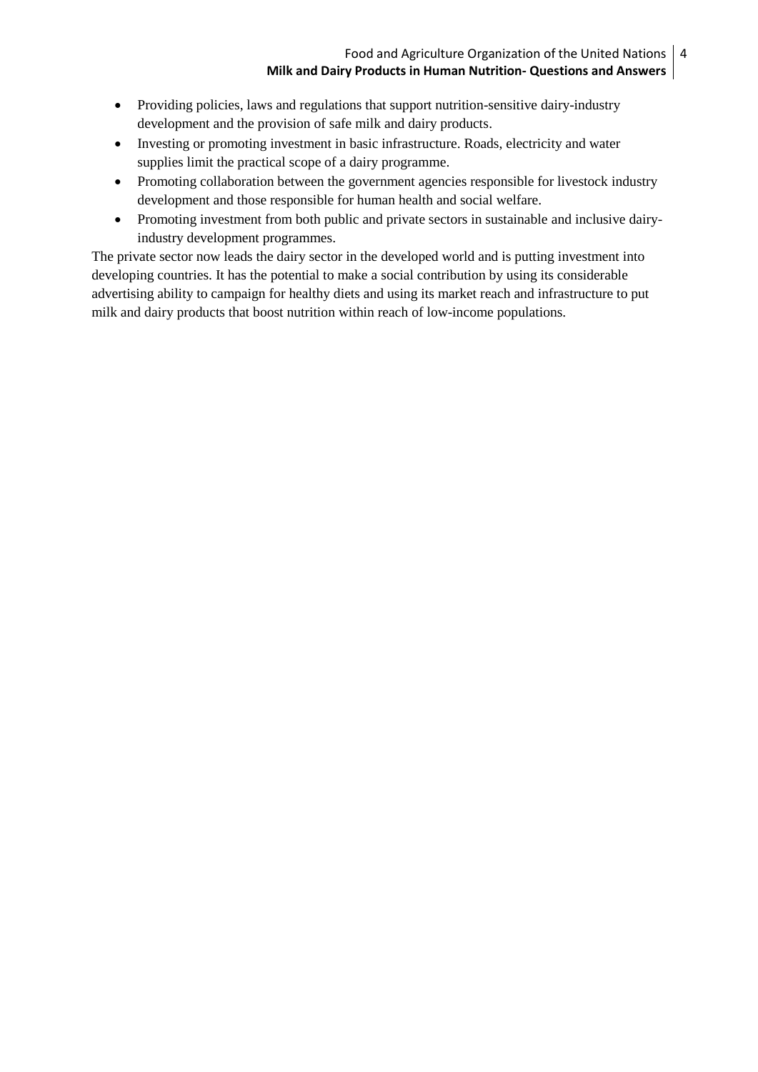- Providing policies, laws and regulations that support nutrition-sensitive dairy-industry development and the provision of safe milk and dairy products.
- Investing or promoting investment in basic infrastructure. Roads, electricity and water supplies limit the practical scope of a dairy programme.
- Promoting collaboration between the government agencies responsible for livestock industry development and those responsible for human health and social welfare.
- Promoting investment from both public and private sectors in sustainable and inclusive dairy-industry development programmes.

The private sector now leads the dairy sector in the developed world and is putting investment into developing countries. It has the potential to make a social contribution by using its considerable advertising ability to campaign for healthy diets and using its market reach and infrastructure to put milk and dairy products that boost nutrition within reach of low-income populations.